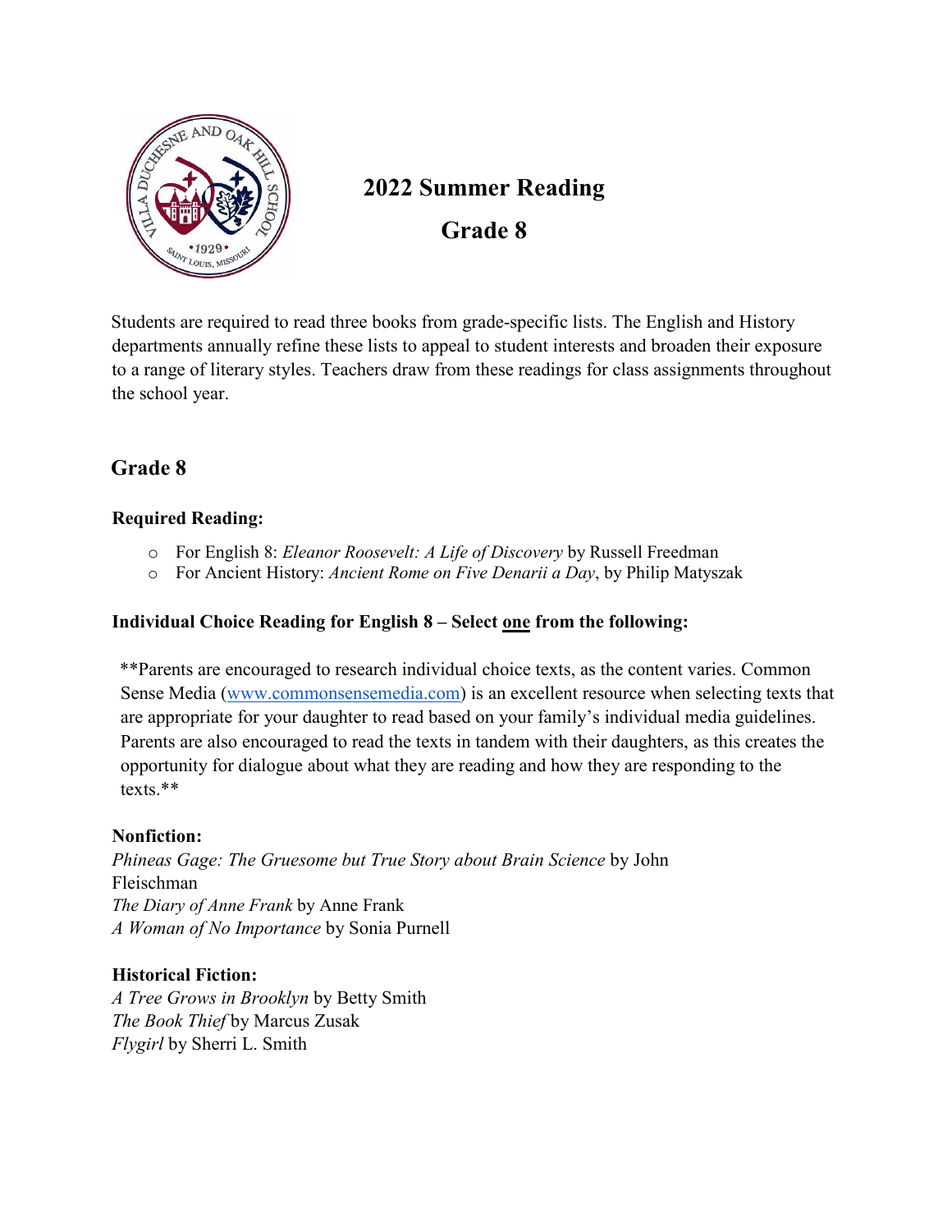# 2022 Summer Reading

# Grade 8

Students are required to read three books from grade-specific lists. The English and History departments annually refine these lists to appeal to student interests and broaden their exposure to a range of literary styles. Teachers draw from these readings for class assignments throughout the school year.

## Grade 8

### Required Reading:

- For English 8: *Eleanor Roosevelt: A Life of Discovery* by Russell Freedman
- For Ancient History: *Ancient Rome on Five Denarii a Day*, by Philip Matyszak

### Individual Choice Reading for English 8 – Select one from the following:

**Parents are encouraged to research individual choice texts, as the content varies. Common Sense Media ([www.commonsensemedia.com](www.commonsensemedia.com)) is an excellent resource when selecting texts that are appropriate for your daughter to read based on your family's individual media guidelines. Parents are also encouraged to read the texts in tandem with their daughters, as this creates the opportunity for dialogue about what they are reading and how they are responding to the texts.**

**Nonfiction:**
*Phineas Gage: The Gruesome but True Story about Brain Science* by John Fleischman
*The Diary of Anne Frank* by Anne Frank
*A Woman of No Importance* by Sonia Purnell

**Historical Fiction:**
*A Tree Grows in Brooklyn* by Betty Smith
*The Book Thief* by Marcus Zusak
*Flygirl* by Sherri L. Smith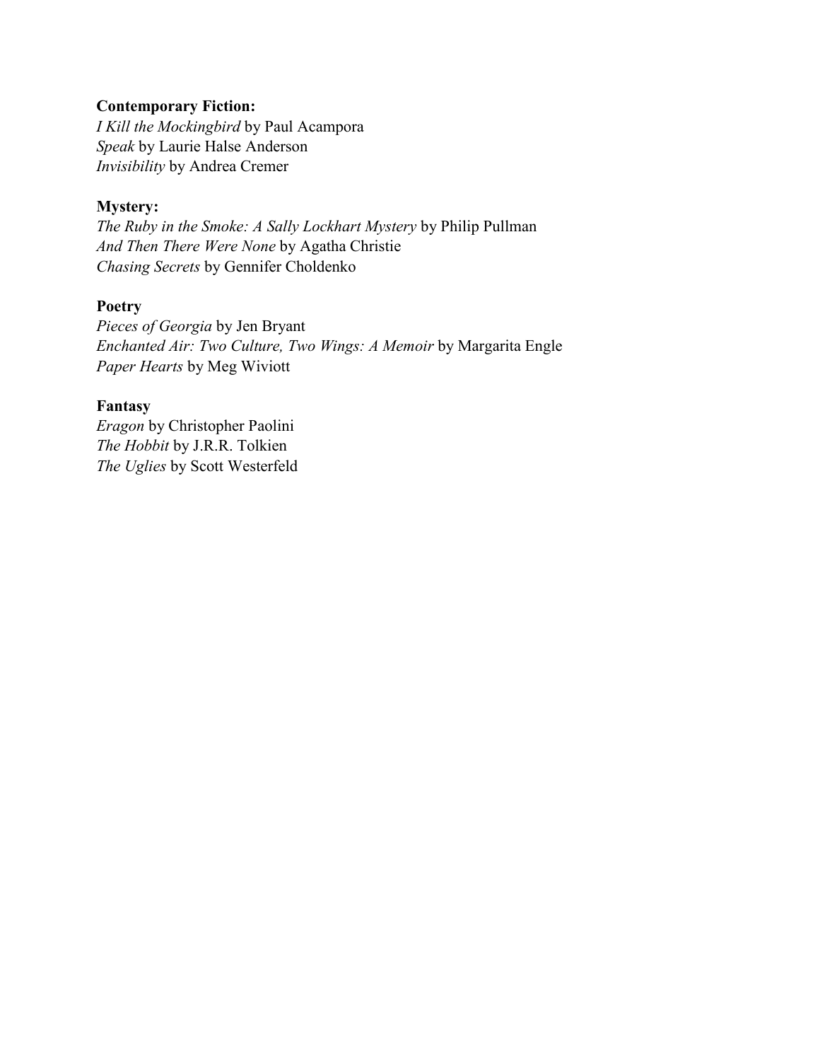**Contemporary Fiction:**
*I Kill the Mockingbird* by Paul Acampora
*Speak* by Laurie Halse Anderson
*Invisibility* by Andrea Cremer

**Mystery:**
*The Ruby in the Smoke: A Sally Lockhart Mystery* by Philip Pullman
*And Then There Were None* by Agatha Christie
*Chasing Secrets* by Gennifer Choldenko

**Poetry**
*Pieces of Georgia* by Jen Bryant
*Enchanted Air: Two Culture, Two Wings: A Memoir* by Margarita Engle
*Paper Hearts* by Meg Wiviott

**Fantasy**
*Eragon* by Christopher Paolini
*The Hobbit* by J.R.R. Tolkien
*The Uglies* by Scott Westerfeld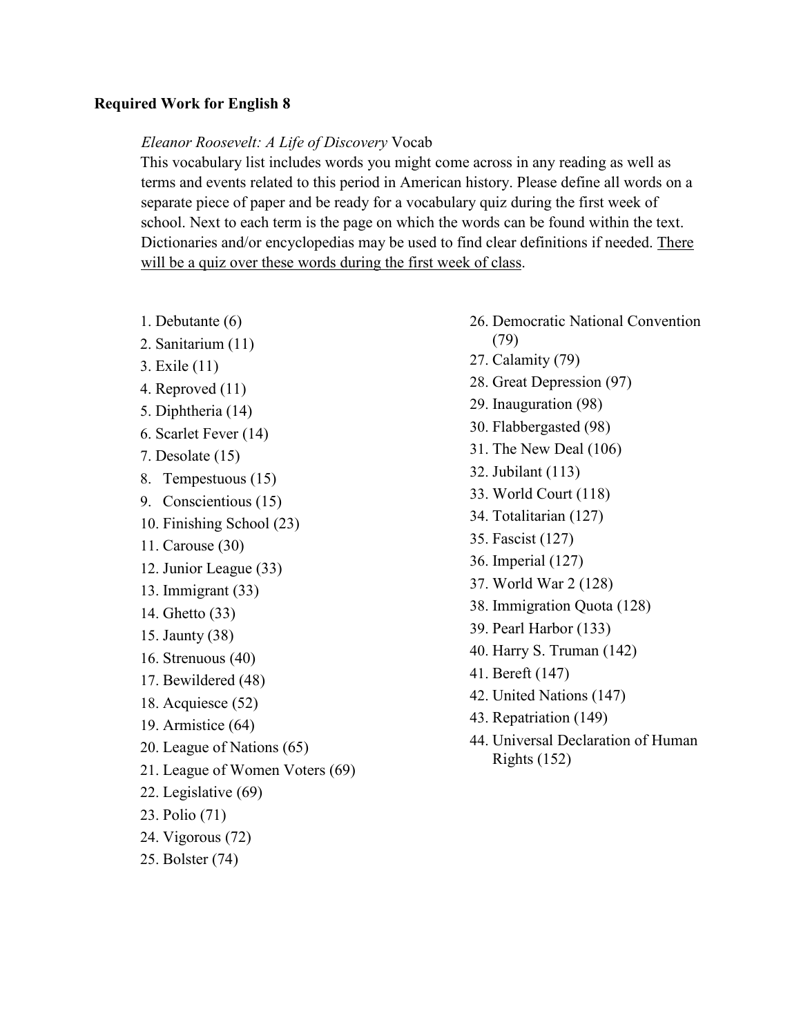**Required Work for English 8**

*Eleanor Roosevelt: A Life of Discovery* Vocab

This vocabulary list includes words you might come across in any reading as well as terms and events related to this period in American history. Please define all words on a separate piece of paper and be ready for a vocabulary quiz during the first week of school. Next to each term is the page on which the words can be found within the text. Dictionaries and/or encyclopedias may be used to find clear definitions if needed. <u>There will be a quiz over these words during the first week of class</u>.

1. Debutante (6)
2. Sanitarium (11)
3. Exile (11)
4. Reproved (11)
5. Diphtheria (14)
6. Scarlet Fever (14)
7. Desolate (15)
8. Tempestuous (15)
9. Conscientious (15)
10. Finishing School (23)
11. Carouse (30)
12. Junior League (33)
13. Immigrant (33)
14. Ghetto (33)
15. Jaunty (38)
16. Strenuous (40)
17. Bewildered (48)
18. Acquiesce (52)
19. Armistice (64)
20. League of Nations (65)
21. League of Women Voters (69)
22. Legislative (69)
23. Polio (71)
24. Vigorous (72)
25. Bolster (74)
26. Democratic National Convention (79)
27. Calamity (79)
28. Great Depression (97)
29. Inauguration (98)
30. Flabbergasted (98)
31. The New Deal (106)
32. Jubilant (113)
33. World Court (118)
34. Totalitarian (127)
35. Fascist (127)
36. Imperial (127)
37. World War 2 (128)
38. Immigration Quota (128)
39. Pearl Harbor (133)
40. Harry S. Truman (142)
41. Bereft (147)
42. United Nations (147)
43. Repatriation (149)
44. Universal Declaration of Human Rights (152)